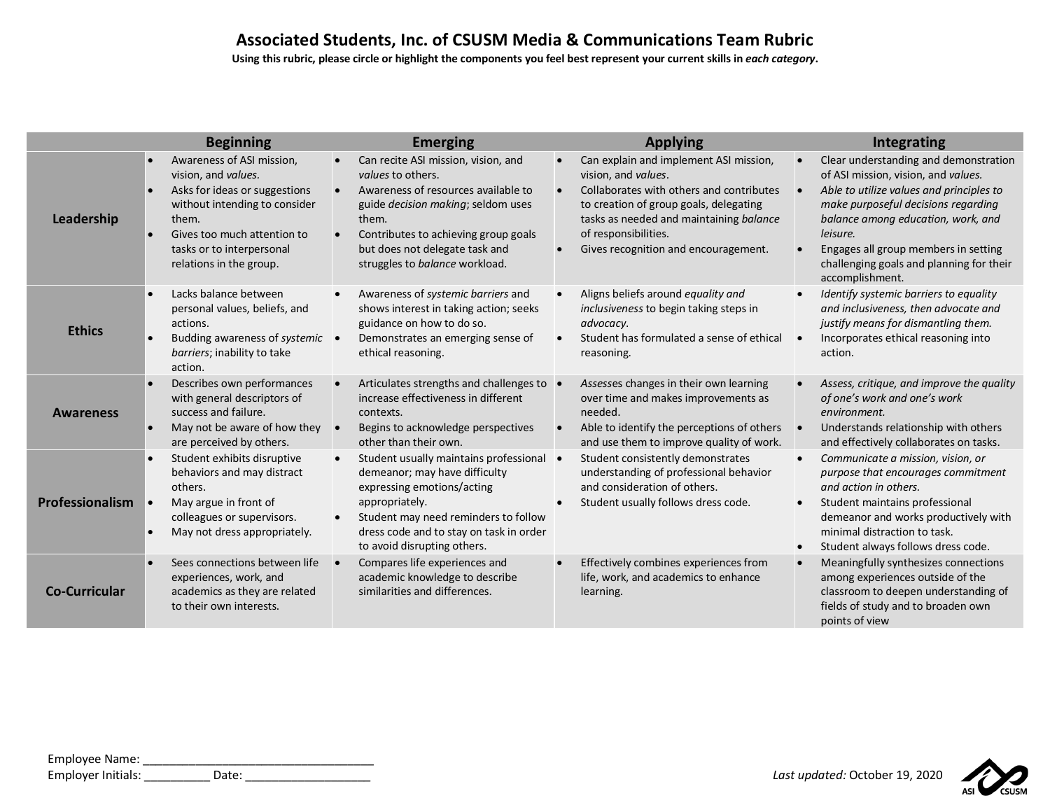# Associated Students, Inc. of CSUSM Media & Communications Team Rubric

**Using this rubric, please circle or highlight the components you feel best represent your current skills in *each category*.**

| | Beginning | Emerging | Applying | Integrating |
|---|---|---|---|---|
| **Leadership** | • Awareness of ASI mission, vision, and *values*.<br>• Asks for ideas or suggestions without intending to consider them.<br>• Gives too much attention to tasks or to interpersonal relations in the group. | • Can recite ASI mission, vision, and *values* to others.<br>• Awareness of resources available to guide *decision making*; seldom uses them.<br>• Contributes to achieving group goals but does not delegate task and struggles to *balance* workload. | • Can explain and implement ASI mission, vision, and *values*.<br>• Collaborates with others and contributes to creation of group goals, delegating tasks as needed and maintaining *balance* of responsibilities.<br>• Gives recognition and encouragement. | • Clear understanding and demonstration of ASI mission, vision, and *values.*<br>• *Able to utilize values and principles to make purposeful decisions regarding balance among education, work, and leisure.*<br>• Engages all group members in setting challenging goals and planning for their accomplishment. |
| **Ethics** | • Lacks balance between personal values, beliefs, and actions.<br>• Budding awareness of *systemic barriers*; inability to take action. | • Awareness of *systemic barriers* and shows interest in taking action; seeks guidance on how to do so.<br>• Demonstrates an emerging sense of ethical reasoning. | • Aligns beliefs around *equality and inclusiveness* to begin taking steps in *advocacy*.<br>• Student has formulated a sense of ethical reasoning. | • *Identify systemic barriers to equality and inclusiveness, then advocate and justify means for dismantling them.*<br>• Incorporates ethical reasoning into action. |
| **Awareness** | • Describes own performances with general descriptors of success and failure.<br>• May not be aware of how they are perceived by others. | • Articulates strengths and challenges to increase effectiveness in different contexts.<br>• Begins to acknowledge perspectives other than their own. | • *Assess*es changes in their own learning over time and makes improvements as needed.<br>• Able to identify the perceptions of others and use them to improve quality of work. | • *Assess, critique, and improve the quality of one's work and one's work environment.*<br>• Understands relationship with others and effectively collaborates on tasks. |
| **Professionalism** | • Student exhibits disruptive behaviors and may distract others.<br>• May argue in front of colleagues or supervisors.<br>• May not dress appropriately. | • Student usually maintains professional demeanor; may have difficulty expressing emotions/acting appropriately.<br>• Student may need reminders to follow dress code and to stay on task in order to avoid disrupting others. | • Student consistently demonstrates understanding of professional behavior and consideration of others.<br>• Student usually follows dress code. | • *Communicate a mission, vision, or purpose that encourages commitment and action in others.*<br>• Student maintains professional demeanor and works productively with minimal distraction to task.<br>• Student always follows dress code. |
| **Co-Curricular** | • Sees connections between life experiences, work, and academics as they are related to their own interests. | • Compares life experiences and academic knowledge to describe similarities and differences. | • Effectively combines experiences from life, work, and academics to enhance learning. | • Meaningfully synthesizes connections among experiences outside of the classroom to deepen understanding of fields of study and to broaden own points of view |

Employee Name: ___________________________________

Employer Initials: __________ Date: ___________________

*Last updated:* October 19, 2020

ASI CSUSM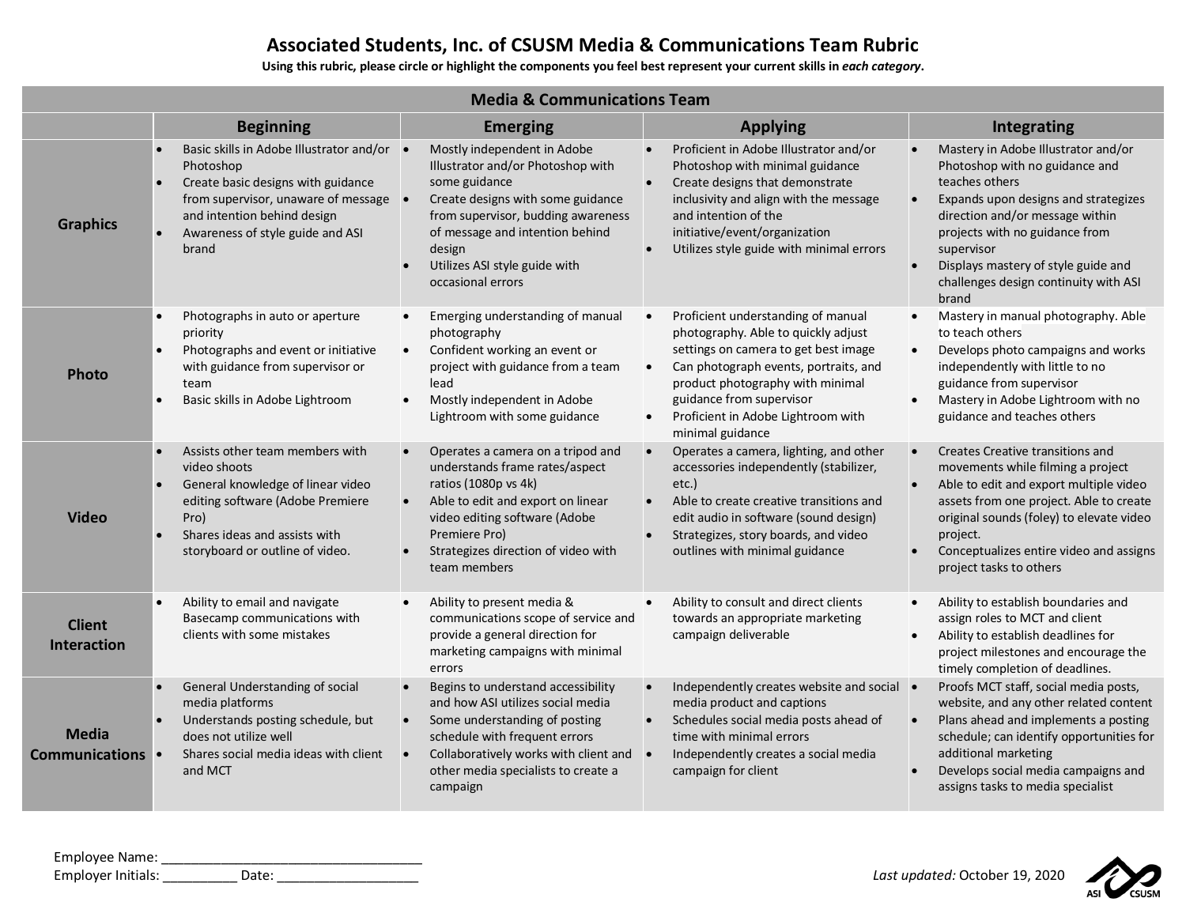# Associated Students, Inc. of CSUSM Media & Communications Team Rubric

**Using this rubric, please circle or highlight the components you feel best represent your current skills in *each category*.**

| Media & Communications Team | | | | |
|---|---|---|---|---|
| | **Beginning** | **Emerging** | **Applying** | **Integrating** |
| **Graphics** | • Basic skills in Adobe Illustrator and/or Photoshop<br>• Create basic designs with guidance from supervisor, unaware of message and intention behind design<br>• Awareness of style guide and ASI brand | • Mostly independent in Adobe Illustrator and/or Photoshop with some guidance<br>• Create designs with some guidance from supervisor, budding awareness of message and intention behind design<br>• Utilizes ASI style guide with occasional errors | • Proficient in Adobe Illustrator and/or Photoshop with minimal guidance<br>• Create designs that demonstrate inclusivity and align with the message and intention of the initiative/event/organization<br>• Utilizes style guide with minimal errors | • Mastery in Adobe Illustrator and/or Photoshop with no guidance and teaches others<br>• Expands upon designs and strategizes direction and/or message within projects with no guidance from supervisor<br>• Displays mastery of style guide and challenges design continuity with ASI brand |
| **Photo** | • Photographs in auto or aperture priority<br>• Photographs and event or initiative with guidance from supervisor or team<br>• Basic skills in Adobe Lightroom | • Emerging understanding of manual photography<br>• Confident working an event or project with guidance from a team lead<br>• Mostly independent in Adobe Lightroom with some guidance | • Proficient understanding of manual photography. Able to quickly adjust settings on camera to get best image<br>• Can photograph events, portraits, and product photography with minimal guidance from supervisor<br>• Proficient in Adobe Lightroom with minimal guidance | • Mastery in manual photography. Able to teach others<br>• Develops photo campaigns and works independently with little to no guidance from supervisor<br>• Mastery in Adobe Lightroom with no guidance and teaches others |
| **Video** | • Assists other team members with video shoots<br>• General knowledge of linear video editing software (Adobe Premiere Pro)<br>• Shares ideas and assists with storyboard or outline of video. | • Operates a camera on a tripod and understands frame rates/aspect ratios (1080p vs 4k)<br>• Able to edit and export on linear video editing software (Adobe Premiere Pro)<br>• Strategizes direction of video with team members | • Operates a camera, lighting, and other accessories independently (stabilizer, etc.)<br>• Able to create creative transitions and edit audio in software (sound design)<br>• Strategizes, story boards, and video outlines with minimal guidance | • Creates Creative transitions and movements while filming a project<br>• Able to edit and export multiple video assets from one project. Able to create original sounds (foley) to elevate video project.<br>• Conceptualizes entire video and assigns project tasks to others |
| **Client Interaction** | • Ability to email and navigate Basecamp communications with clients with some mistakes | • Ability to present media & communications scope of service and provide a general direction for marketing campaigns with minimal errors | • Ability to consult and direct clients towards an appropriate marketing campaign deliverable | • Ability to establish boundaries and assign roles to MCT and client<br>• Ability to establish deadlines for project milestones and encourage the timely completion of deadlines. |
| **Media Communications** | • General Understanding of social media platforms<br>• Understands posting schedule, but does not utilize well<br>• Shares social media ideas with client and MCT | • Begins to understand accessibility and how ASI utilizes social media<br>• Some understanding of posting schedule with frequent errors<br>• Collaboratively works with client and other media specialists to create a campaign | • Independently creates website and social media product and captions<br>• Schedules social media posts ahead of time with minimal errors<br>• Independently creates a social media campaign for client | • Proofs MCT staff, social media posts, website, and any other related content<br>• Plans ahead and implements a posting schedule; can identify opportunities for additional marketing<br>• Develops social media campaigns and assigns tasks to media specialist |

Employee Name: ___________________________________

Employer Initials: __________ Date: ___________________

*Last updated:* October 19, 2020

ASI CSUSM